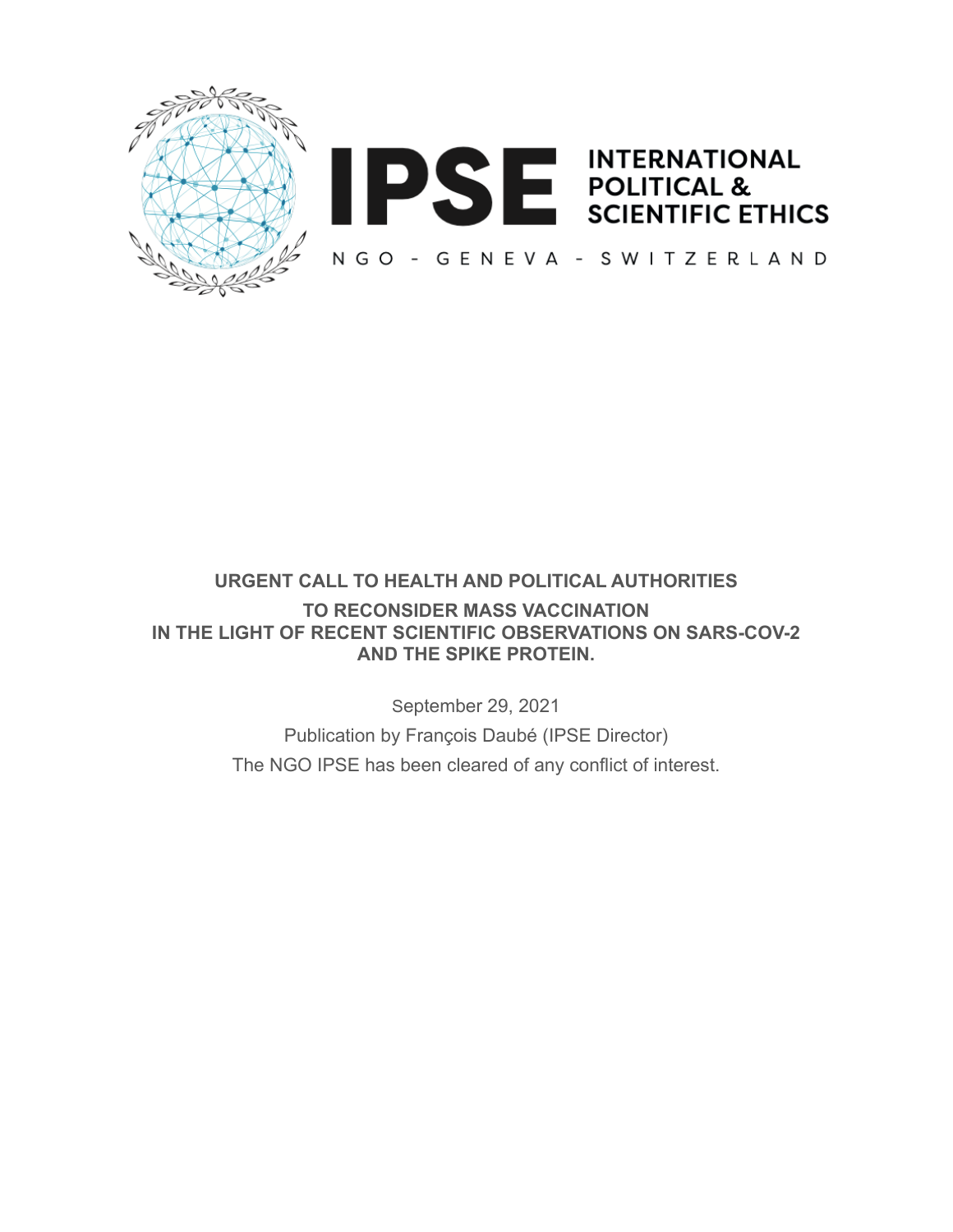# IPSE INTERNATIONAL POLITICAL & SCIENTIFIC ETHICS

NGO - GENEVA - SWITZERLAND

## URGENT CALL TO HEALTH AND POLITICAL AUTHORITIES

## TO RECONSIDER MASS VACCINATION IN THE LIGHT OF RECENT SCIENTIFIC OBSERVATIONS ON SARS-COV-2 AND THE SPIKE PROTEIN.

September 29, 2021

Publication by François Daubé (IPSE Director)

The NGO IPSE has been cleared of any conflict of interest.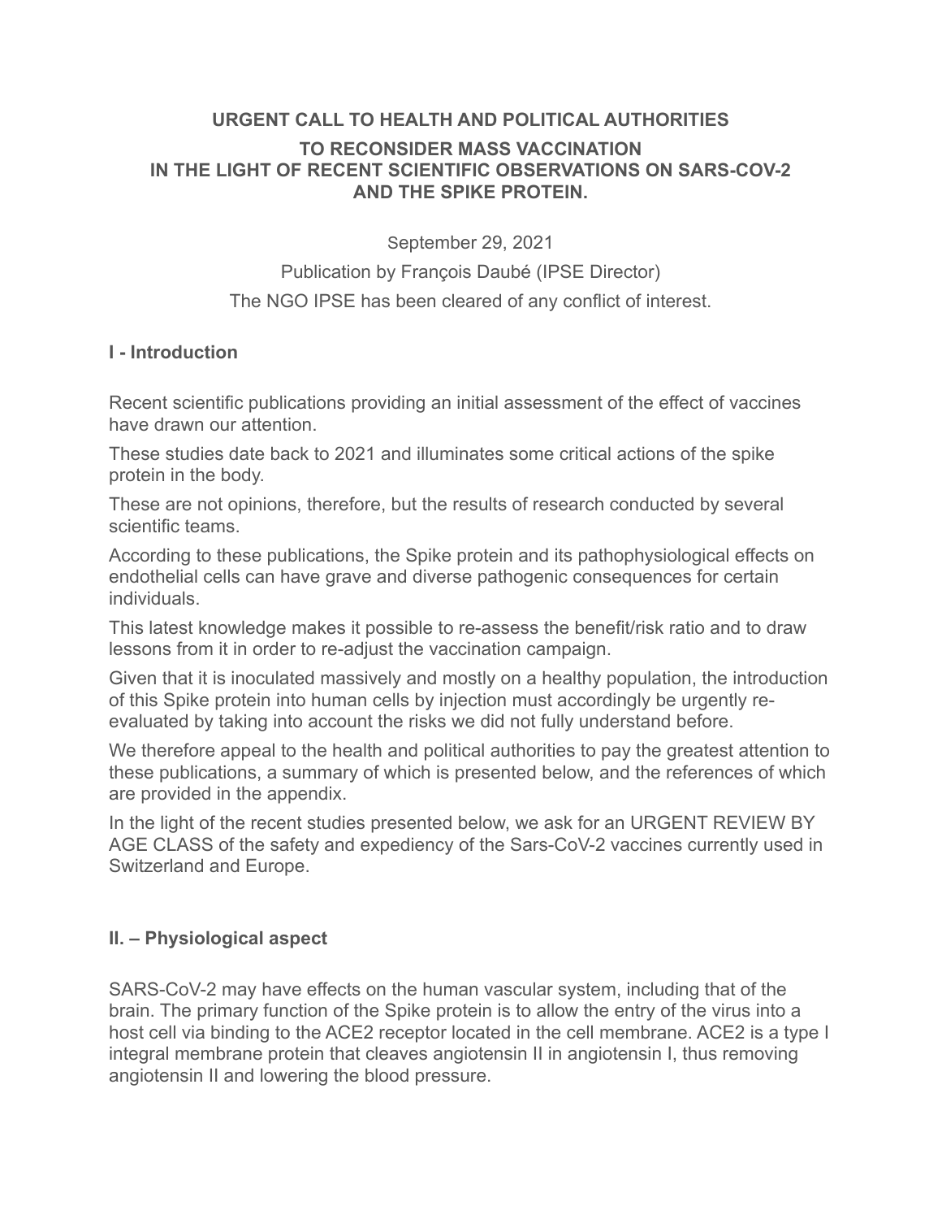**URGENT CALL TO HEALTH AND POLITICAL AUTHORITIES**
**TO RECONSIDER MASS VACCINATION**
**IN THE LIGHT OF RECENT SCIENTIFIC OBSERVATIONS ON SARS-COV-2**
**AND THE SPIKE PROTEIN.**

September 29, 2021

Publication by François Daubé (IPSE Director)

The NGO IPSE has been cleared of any conflict of interest.

## I - Introduction

Recent scientific publications providing an initial assessment of the effect of vaccines have drawn our attention.

These studies date back to 2021 and illuminates some critical actions of the spike protein in the body.

These are not opinions, therefore, but the results of research conducted by several scientific teams.

According to these publications, the Spike protein and its pathophysiological effects on endothelial cells can have grave and diverse pathogenic consequences for certain individuals.

This latest knowledge makes it possible to re-assess the benefit/risk ratio and to draw lessons from it in order to re-adjust the vaccination campaign.

Given that it is inoculated massively and mostly on a healthy population, the introduction of this Spike protein into human cells by injection must accordingly be urgently re-evaluated by taking into account the risks we did not fully understand before.

We therefore appeal to the health and political authorities to pay the greatest attention to these publications, a summary of which is presented below, and the references of which are provided in the appendix.

In the light of the recent studies presented below, we ask for an URGENT REVIEW BY AGE CLASS of the safety and expediency of the Sars-CoV-2 vaccines currently used in Switzerland and Europe.

## II. – Physiological aspect

SARS-CoV-2 may have effects on the human vascular system, including that of the brain. The primary function of the Spike protein is to allow the entry of the virus into a host cell via binding to the ACE2 receptor located in the cell membrane. ACE2 is a type I integral membrane protein that cleaves angiotensin II in angiotensin I, thus removing angiotensin II and lowering the blood pressure.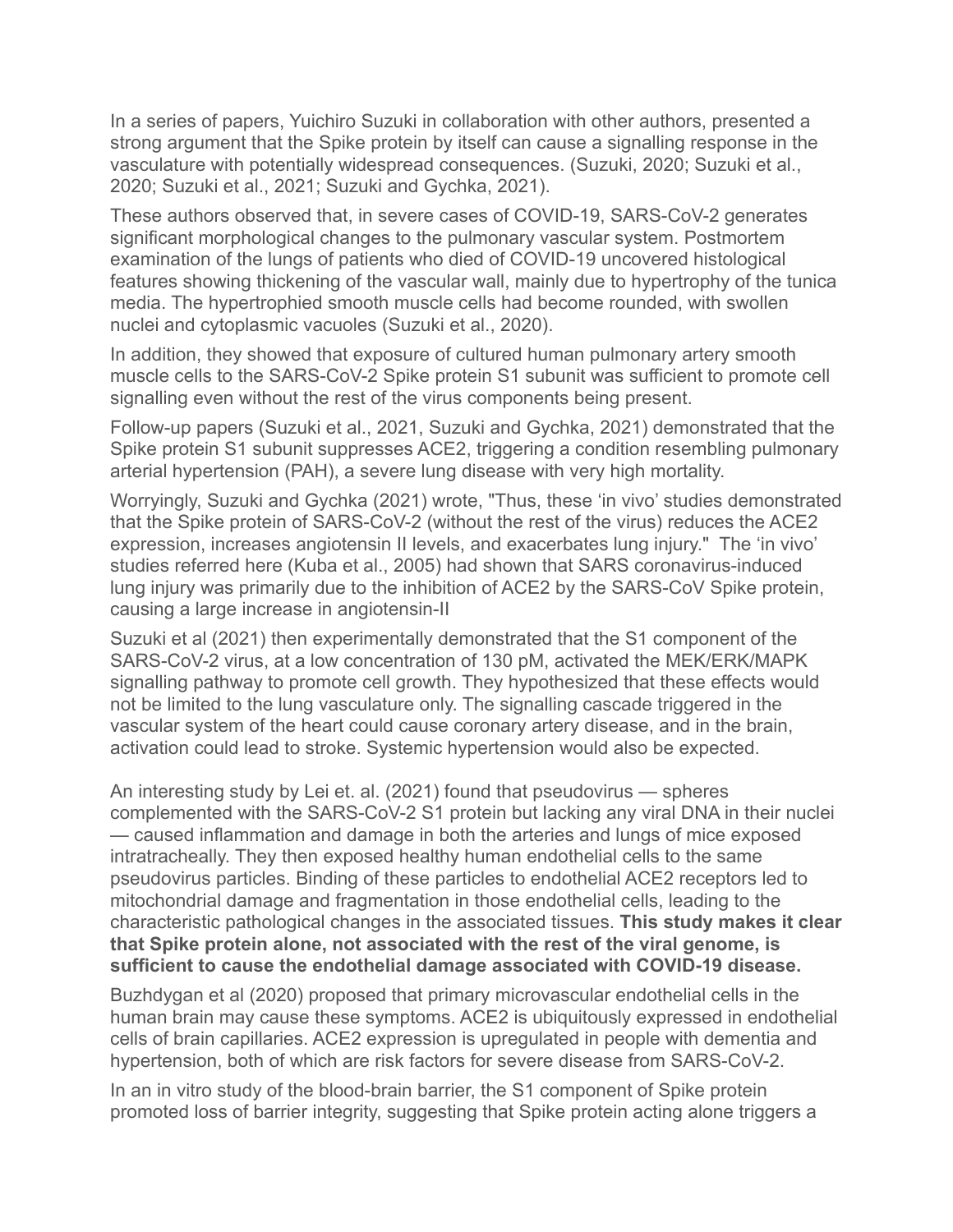In a series of papers, Yuichiro Suzuki in collaboration with other authors, presented a strong argument that the Spike protein by itself can cause a signalling response in the vasculature with potentially widespread consequences. (Suzuki, 2020; Suzuki et al., 2020; Suzuki et al., 2021; Suzuki and Gychka, 2021).

These authors observed that, in severe cases of COVID-19, SARS-CoV-2 generates significant morphological changes to the pulmonary vascular system. Postmortem examination of the lungs of patients who died of COVID-19 uncovered histological features showing thickening of the vascular wall, mainly due to hypertrophy of the tunica media. The hypertrophied smooth muscle cells had become rounded, with swollen nuclei and cytoplasmic vacuoles (Suzuki et al., 2020).

In addition, they showed that exposure of cultured human pulmonary artery smooth muscle cells to the SARS-CoV-2 Spike protein S1 subunit was sufficient to promote cell signalling even without the rest of the virus components being present.

Follow-up papers (Suzuki et al., 2021, Suzuki and Gychka, 2021) demonstrated that the Spike protein S1 subunit suppresses ACE2, triggering a condition resembling pulmonary arterial hypertension (PAH), a severe lung disease with very high mortality.

Worryingly, Suzuki and Gychka (2021) wrote, "Thus, these 'in vivo' studies demonstrated that the Spike protein of SARS-CoV-2 (without the rest of the virus) reduces the ACE2 expression, increases angiotensin II levels, and exacerbates lung injury." The 'in vivo' studies referred here (Kuba et al., 2005) had shown that SARS coronavirus-induced lung injury was primarily due to the inhibition of ACE2 by the SARS-CoV Spike protein, causing a large increase in angiotensin-II

Suzuki et al (2021) then experimentally demonstrated that the S1 component of the SARS-CoV-2 virus, at a low concentration of 130 pM, activated the MEK/ERK/MAPK signalling pathway to promote cell growth. They hypothesized that these effects would not be limited to the lung vasculature only. The signalling cascade triggered in the vascular system of the heart could cause coronary artery disease, and in the brain, activation could lead to stroke. Systemic hypertension would also be expected.

An interesting study by Lei et. al. (2021) found that pseudovirus — spheres complemented with the SARS-CoV-2 S1 protein but lacking any viral DNA in their nuclei — caused inflammation and damage in both the arteries and lungs of mice exposed intratracheally. They then exposed healthy human endothelial cells to the same pseudovirus particles. Binding of these particles to endothelial ACE2 receptors led to mitochondrial damage and fragmentation in those endothelial cells, leading to the characteristic pathological changes in the associated tissues. **This study makes it clear that Spike protein alone, not associated with the rest of the viral genome, is sufficient to cause the endothelial damage associated with COVID-19 disease.**

Buzhdygan et al (2020) proposed that primary microvascular endothelial cells in the human brain may cause these symptoms. ACE2 is ubiquitously expressed in endothelial cells of brain capillaries. ACE2 expression is upregulated in people with dementia and hypertension, both of which are risk factors for severe disease from SARS-CoV-2.

In an in vitro study of the blood-brain barrier, the S1 component of Spike protein promoted loss of barrier integrity, suggesting that Spike protein acting alone triggers a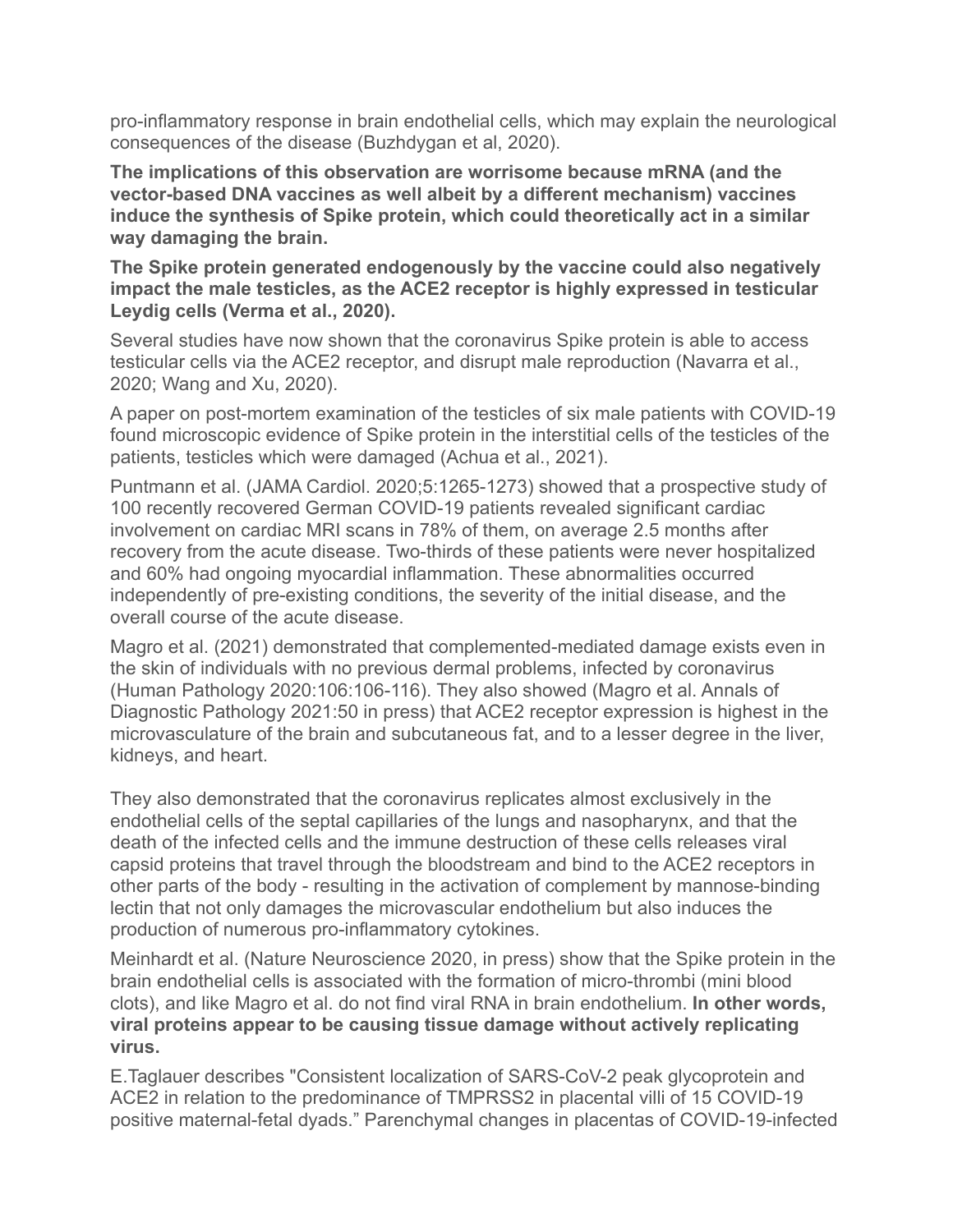pro-inflammatory response in brain endothelial cells, which may explain the neurological consequences of the disease (Buzhdygan et al, 2020).

**The implications of this observation are worrisome because mRNA (and the vector-based DNA vaccines as well albeit by a different mechanism) vaccines induce the synthesis of Spike protein, which could theoretically act in a similar way damaging the brain.**

**The Spike protein generated endogenously by the vaccine could also negatively impact the male testicles, as the ACE2 receptor is highly expressed in testicular Leydig cells (Verma et al., 2020).**

Several studies have now shown that the coronavirus Spike protein is able to access testicular cells via the ACE2 receptor, and disrupt male reproduction (Navarra et al., 2020; Wang and Xu, 2020).

A paper on post-mortem examination of the testicles of six male patients with COVID-19 found microscopic evidence of Spike protein in the interstitial cells of the testicles of the patients, testicles which were damaged (Achua et al., 2021).

Puntmann et al. (JAMA Cardiol. 2020;5:1265-1273) showed that a prospective study of 100 recently recovered German COVID-19 patients revealed significant cardiac involvement on cardiac MRI scans in 78% of them, on average 2.5 months after recovery from the acute disease. Two-thirds of these patients were never hospitalized and 60% had ongoing myocardial inflammation. These abnormalities occurred independently of pre-existing conditions, the severity of the initial disease, and the overall course of the acute disease.

Magro et al. (2021) demonstrated that complemented-mediated damage exists even in the skin of individuals with no previous dermal problems, infected by coronavirus (Human Pathology 2020:106:106-116). They also showed (Magro et al. Annals of Diagnostic Pathology 2021:50 in press) that ACE2 receptor expression is highest in the microvasculature of the brain and subcutaneous fat, and to a lesser degree in the liver, kidneys, and heart.

They also demonstrated that the coronavirus replicates almost exclusively in the endothelial cells of the septal capillaries of the lungs and nasopharynx, and that the death of the infected cells and the immune destruction of these cells releases viral capsid proteins that travel through the bloodstream and bind to the ACE2 receptors in other parts of the body - resulting in the activation of complement by mannose-binding lectin that not only damages the microvascular endothelium but also induces the production of numerous pro-inflammatory cytokines.

Meinhardt et al. (Nature Neuroscience 2020, in press) show that the Spike protein in the brain endothelial cells is associated with the formation of micro-thrombi (mini blood clots), and like Magro et al. do not find viral RNA in brain endothelium. **In other words, viral proteins appear to be causing tissue damage without actively replicating virus.**

E.Taglauer describes "Consistent localization of SARS-CoV-2 peak glycoprotein and ACE2 in relation to the predominance of TMPRSS2 in placental villi of 15 COVID-19 positive maternal-fetal dyads." Parenchymal changes in placentas of COVID-19-infected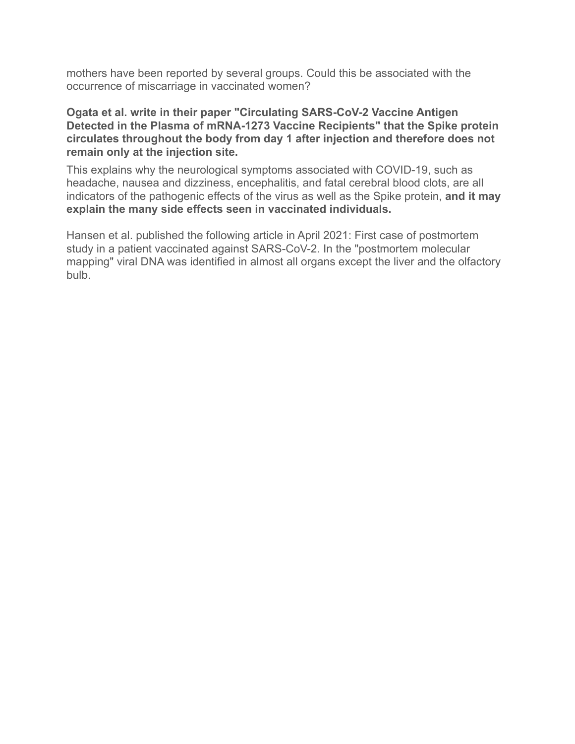mothers have been reported by several groups. Could this be associated with the occurrence of miscarriage in vaccinated women?

**Ogata et al. write in their paper "Circulating SARS-CoV-2 Vaccine Antigen Detected in the Plasma of mRNA-1273 Vaccine Recipients" that the Spike protein circulates throughout the body from day 1 after injection and therefore does not remain only at the injection site.**

This explains why the neurological symptoms associated with COVID-19, such as headache, nausea and dizziness, encephalitis, and fatal cerebral blood clots, are all indicators of the pathogenic effects of the virus as well as the Spike protein, **and it may explain the many side effects seen in vaccinated individuals.**

Hansen et al. published the following article in April 2021: First case of postmortem study in a patient vaccinated against SARS-CoV-2. In the "postmortem molecular mapping" viral DNA was identified in almost all organs except the liver and the olfactory bulb.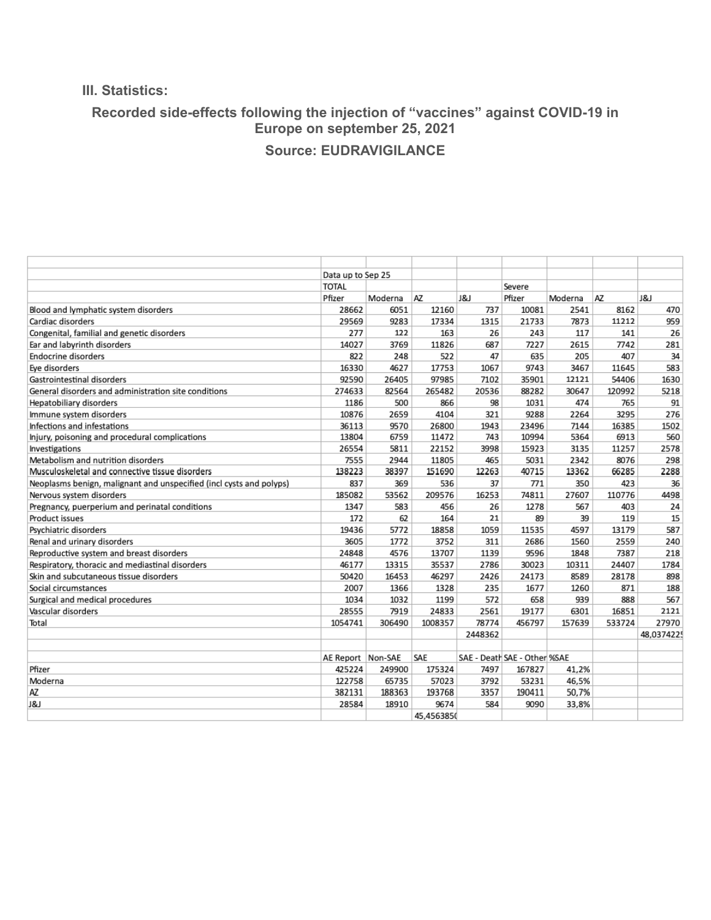### III. Statistics:

**Recorded side-effects following the injection of “vaccines” against COVID-19 in Europe on september 25, 2021**

**Source: EUDRAVIGILANCE**

| | Data up to Sep 25 | | | | | | | |
|---|---|---|---|---|---|---|---|---|
| | TOTAL | | | | Severe | | | |
| | Pfizer | Moderna | AZ | J&J | Pfizer | Moderna | AZ | J&J |
| Blood and lymphatic system disorders | 28662 | 6051 | 12160 | 737 | 10081 | 2541 | 8162 | 470 |
| Cardiac disorders | 29569 | 9283 | 17334 | 1315 | 21733 | 7873 | 11212 | 959 |
| Congenital, familial and genetic disorders | 277 | 122 | 163 | 26 | 243 | 117 | 141 | 26 |
| Ear and labyrinth disorders | 14027 | 3769 | 11826 | 687 | 7227 | 2615 | 7742 | 281 |
| Endocrine disorders | 822 | 248 | 522 | 47 | 635 | 205 | 407 | 34 |
| Eye disorders | 16330 | 4627 | 17753 | 1067 | 9743 | 3467 | 11645 | 583 |
| Gastrointestinal disorders | 92590 | 26405 | 97985 | 7102 | 35901 | 12121 | 54406 | 1630 |
| General disorders and administration site conditions | 274633 | 82564 | 265482 | 20536 | 88282 | 30647 | 120992 | 5218 |
| Hepatobiliary disorders | 1186 | 500 | 866 | 98 | 1031 | 474 | 765 | 91 |
| Immune system disorders | 10876 | 2659 | 4104 | 321 | 9288 | 2264 | 3295 | 276 |
| Infections and infestations | 36113 | 9570 | 26800 | 1943 | 23496 | 7144 | 16385 | 1502 |
| Injury, poisoning and procedural complications | 13804 | 6759 | 11472 | 743 | 10994 | 5364 | 6913 | 560 |
| Investigations | 26554 | 5811 | 22152 | 3998 | 15923 | 3135 | 11257 | 2578 |
| Metabolism and nutrition disorders | 7555 | 2944 | 11805 | 465 | 5031 | 2342 | 8076 | 298 |
| Musculoskeletal and connective tissue disorders | 138223 | 38397 | 151690 | 12263 | 40715 | 13362 | 66285 | 2288 |
| Neoplasms benign, malignant and unspecified (incl cysts and polyps) | 837 | 369 | 536 | 37 | 771 | 350 | 423 | 36 |
| Nervous system disorders | 185082 | 53562 | 209576 | 16253 | 74811 | 27607 | 110776 | 4498 |
| Pregnancy, puerperium and perinatal conditions | 1347 | 583 | 456 | 26 | 1278 | 567 | 403 | 24 |
| Product issues | 172 | 62 | 164 | 21 | 89 | 39 | 119 | 15 |
| Psychiatric disorders | 19436 | 5772 | 18858 | 1059 | 11535 | 4597 | 13179 | 587 |
| Renal and urinary disorders | 3605 | 1772 | 3752 | 311 | 2686 | 1560 | 2559 | 240 |
| Reproductive system and breast disorders | 24848 | 4576 | 13707 | 1139 | 9596 | 1848 | 7387 | 218 |
| Respiratory, thoracic and mediastinal disorders | 46177 | 13315 | 35537 | 2786 | 30023 | 10311 | 24407 | 1784 |
| Skin and subcutaneous tissue disorders | 50420 | 16453 | 46297 | 2426 | 24173 | 8589 | 28178 | 898 |
| Social circumstances | 2007 | 1366 | 1328 | 235 | 1677 | 1260 | 871 | 188 |
| Surgical and medical procedures | 1034 | 1032 | 1199 | 572 | 658 | 939 | 888 | 567 |
| Vascular disorders | 28555 | 7919 | 24833 | 2561 | 19177 | 6301 | 16851 | 2121 |
| Total | 1054741 | 306490 | 1008357 | 78774 | 456797 | 157639 | 533724 | 27970 |
| | | | | 2448362 | | | | 48,0374225 |

| | AE Report | Non-SAE | SAE | SAE - Death | SAE - Other | %SAE |
|---|---|---|---|---|---|---|
| Pfizer | 425224 | 249900 | 175324 | 7497 | 167827 | 41,2% |
| Moderna | 122758 | 65735 | 57023 | 3792 | 53231 | 46,5% |
| AZ | 382131 | 188363 | 193768 | 3357 | 190411 | 50,7% |
| J&J | 28584 | 18910 | 9674 | 584 | 9090 | 33,8% |
| | | | 45,4563850 | | | |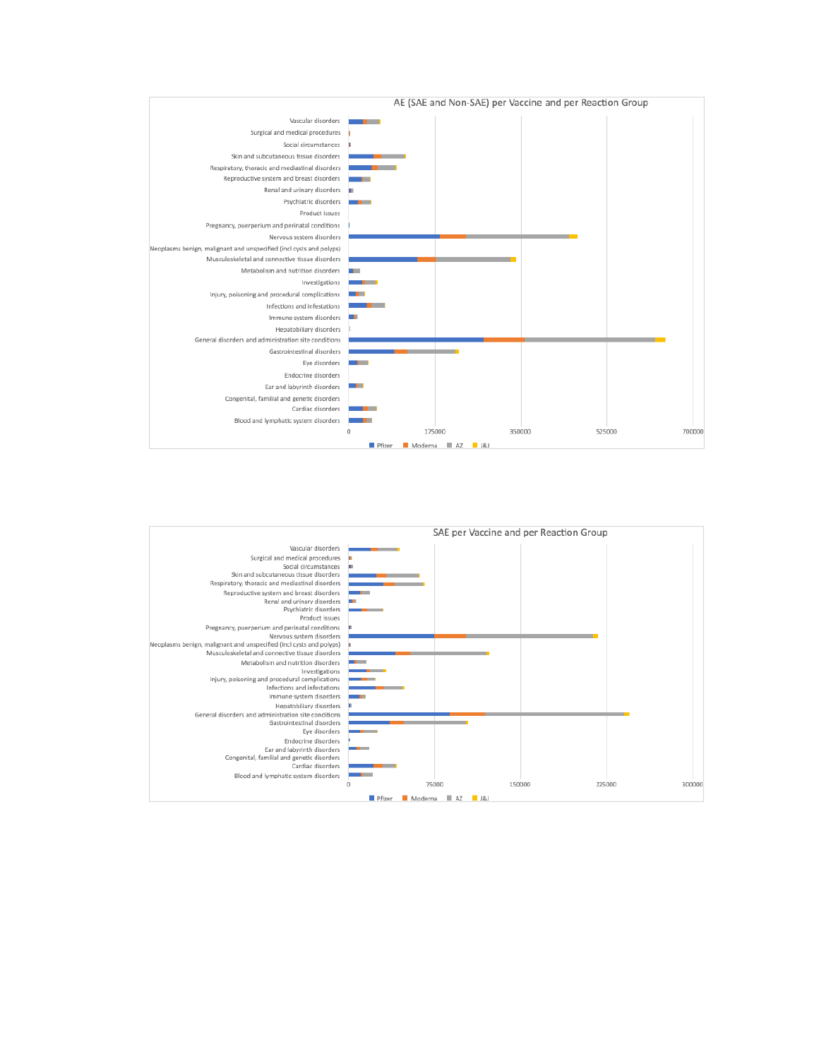AE (SAE and Non-SAE) per Vaccine and per Reaction Group

Vascular disorders
Surgical and medical procedures
Social circumstances
Skin and subcutaneous tissue disorders
Respiratory, thoracic and mediastinal disorders
Reproductive system and breast disorders
Renal and urinary disorders
Psychiatric disorders
Product issues
Pregnancy, puerperium and perinatal conditions
Nervous system disorders
Neoplasms benign, malignant and unspecified (incl cysts and polyps)
Musculoskeletal and connective tissue disorders
Metabolism and nutrition disorders
Investigations
Injury, poisoning and procedural complications
Infections and infestations
Immune system disorders
Hepatobiliary disorders
General disorders and administration site conditions
Gastrointestinal disorders
Eye disorders
Endocrine disorders
Ear and labyrinth disorders
Congenital, familial and genetic disorders
Cardiac disorders
Blood and lymphatic system disorders

0 175000 350000 525000 700000

Pfizer Moderna AZ J&J

SAE per Vaccine and per Reaction Group

Vascular disorders
Surgical and medical procedures
Social circumstances
Skin and subcutaneous tissue disorders
Respiratory, thoracic and mediastinal disorders
Reproductive system and breast disorders
Renal and urinary disorders
Psychiatric disorders
Product issues
Pregnancy, puerperium and perinatal conditions
Nervous system disorders
Neoplasms benign, malignant and unspecified (incl cysts and polyps)
Musculoskeletal and connective tissue disorders
Metabolism and nutrition disorders
Investigations
Injury, poisoning and procedural complications
Infections and infestations
Immune system disorders
Hepatobiliary disorders
General disorders and administration site conditions
Gastrointestinal disorders
Eye disorders
Endocrine disorders
Ear and labyrinth disorders
Congenital, familial and genetic disorders
Cardiac disorders
Blood and lymphatic system disorders

0 75000 150000 225000 300000

Pfizer Moderna AZ J&J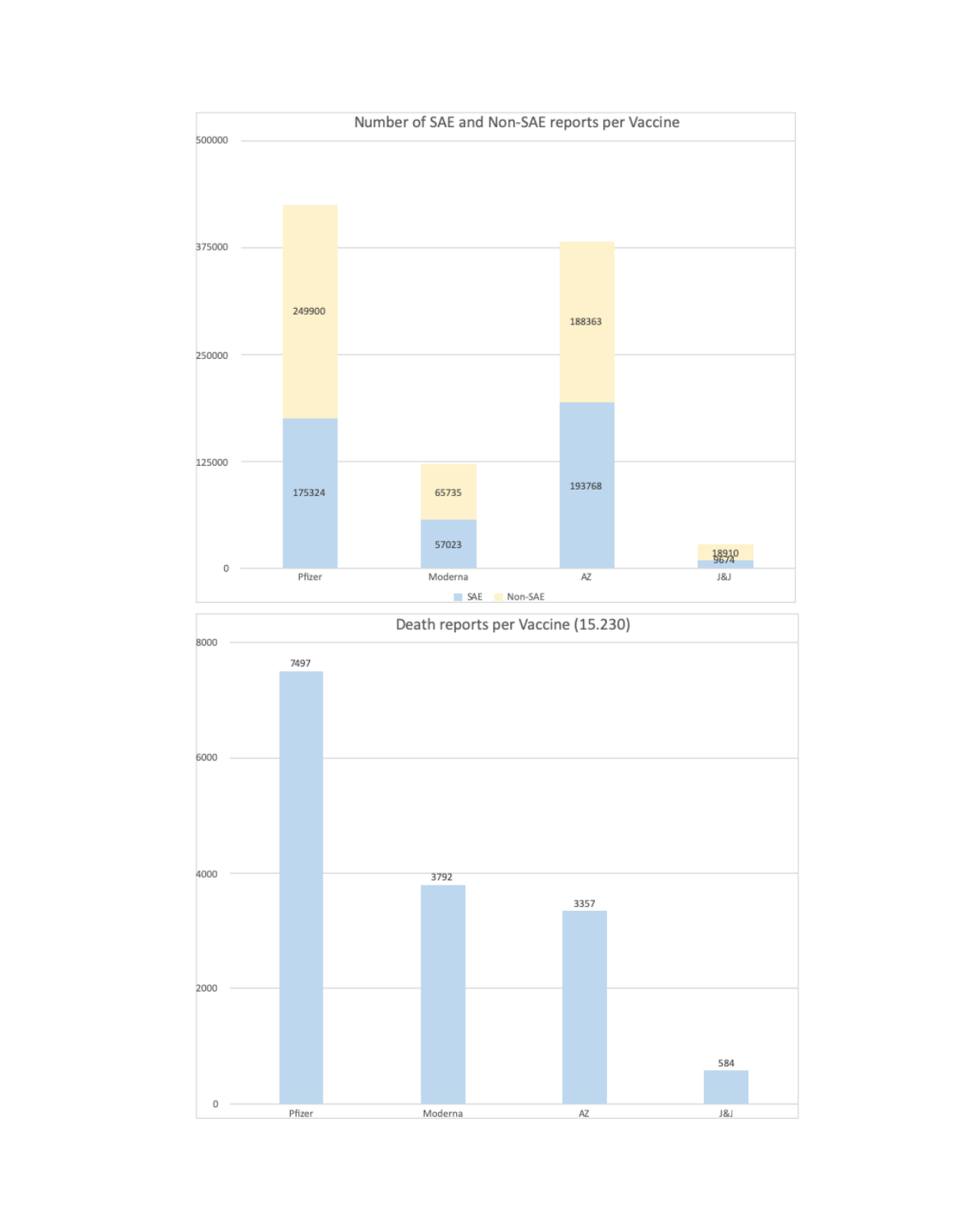**Number of SAE and Non-SAE reports per Vaccine**

| Vaccine | SAE | Non-SAE |
| --- | --- | --- |
| Pfizer | 175324 | 249900 |
| Moderna | 57023 | 65735 |
| AZ | 193768 | 188363 |
| J&J | 9674 | 18910 |

**Death reports per Vaccine (15.230)**

| Vaccine | Death reports |
| --- | --- |
| Pfizer | 7497 |
| Moderna | 3792 |
| AZ | 3357 |
| J&J | 584 |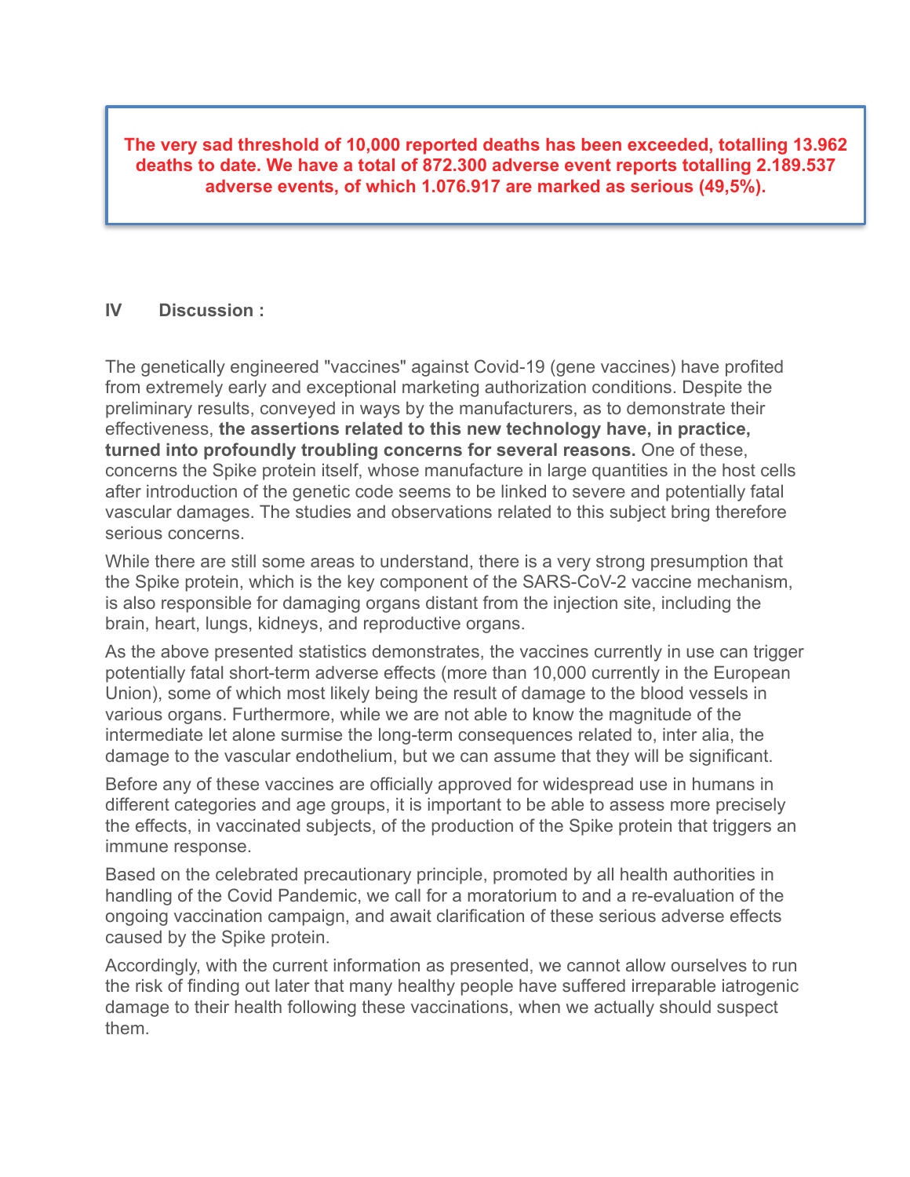**The very sad threshold of 10,000 reported deaths has been exceeded, totalling 13.962 deaths to date. We have a total of 872.300 adverse event reports totalling 2.189.537 adverse events, of which 1.076.917 are marked as serious (49,5%).**

## IV Discussion :

The genetically engineered "vaccines" against Covid-19 (gene vaccines) have profited from extremely early and exceptional marketing authorization conditions. Despite the preliminary results, conveyed in ways by the manufacturers, as to demonstrate their effectiveness, **the assertions related to this new technology have, in practice, turned into profoundly troubling concerns for several reasons.** One of these, concerns the Spike protein itself, whose manufacture in large quantities in the host cells after introduction of the genetic code seems to be linked to severe and potentially fatal vascular damages. The studies and observations related to this subject bring therefore serious concerns.

While there are still some areas to understand, there is a very strong presumption that the Spike protein, which is the key component of the SARS-CoV-2 vaccine mechanism, is also responsible for damaging organs distant from the injection site, including the brain, heart, lungs, kidneys, and reproductive organs.

As the above presented statistics demonstrates, the vaccines currently in use can trigger potentially fatal short-term adverse effects (more than 10,000 currently in the European Union), some of which most likely being the result of damage to the blood vessels in various organs. Furthermore, while we are not able to know the magnitude of the intermediate let alone surmise the long-term consequences related to, inter alia, the damage to the vascular endothelium, but we can assume that they will be significant.

Before any of these vaccines are officially approved for widespread use in humans in different categories and age groups, it is important to be able to assess more precisely the effects, in vaccinated subjects, of the production of the Spike protein that triggers an immune response.

Based on the celebrated precautionary principle, promoted by all health authorities in handling of the Covid Pandemic, we call for a moratorium to and a re-evaluation of the ongoing vaccination campaign, and await clarification of these serious adverse effects caused by the Spike protein.

Accordingly, with the current information as presented, we cannot allow ourselves to run the risk of finding out later that many healthy people have suffered irreparable iatrogenic damage to their health following these vaccinations, when we actually should suspect them.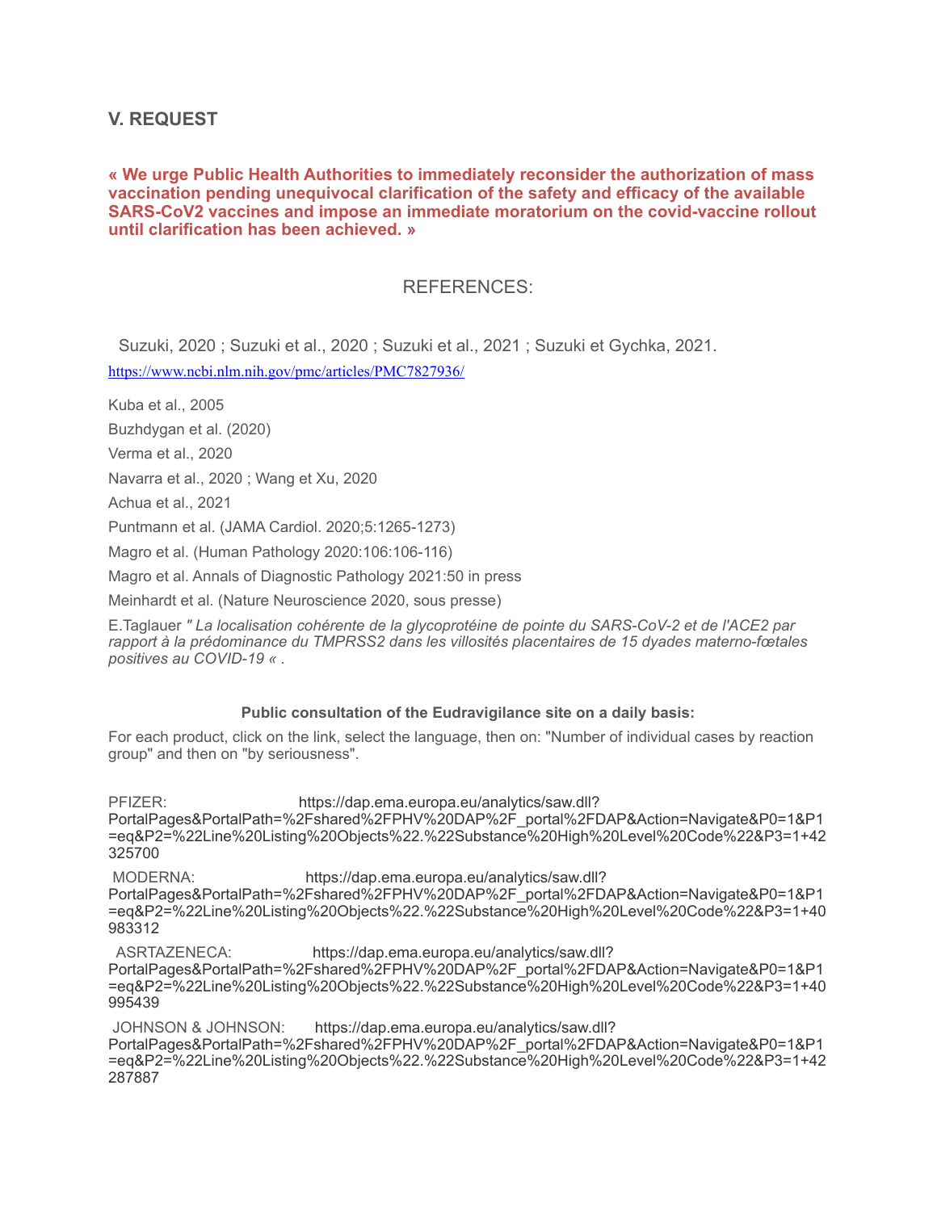## V. REQUEST

**« We urge Public Health Authorities to immediately reconsider the authorization of mass vaccination pending unequivocal clarification of the safety and efficacy of the available SARS-CoV2 vaccines and impose an immediate moratorium on the covid-vaccine rollout until clarification has been achieved. »**

REFERENCES:

Suzuki, 2020 ; Suzuki et al., 2020 ; Suzuki et al., 2021 ; Suzuki et Gychka, 2021.

https://www.ncbi.nlm.nih.gov/pmc/articles/PMC7827936/

Kuba et al., 2005

Buzhdygan et al. (2020)

Verma et al., 2020

Navarra et al., 2020 ; Wang et Xu, 2020

Achua et al., 2021

Puntmann et al. (JAMA Cardiol. 2020;5:1265-1273)

Magro et al. (Human Pathology 2020:106:106-116)

Magro et al. Annals of Diagnostic Pathology 2021:50 in press

Meinhardt et al. (Nature Neuroscience 2020, sous presse)

E.Taglauer *" La localisation cohérente de la glycoprotéine de pointe du SARS-CoV-2 et de l'ACE2 par rapport à la prédominance du TMPRSS2 dans les villosités placentaires de 15 dyades materno-fœtales positives au COVID-19 « .*

**Public consultation of the Eudravigilance site on a daily basis:**

For each product, click on the link, select the language, then on: "Number of individual cases by reaction group" and then on "by seriousness".

PFIZER: https://dap.ema.europa.eu/analytics/saw.dll?PortalPages&PortalPath=%2Fshared%2FPHV%20DAP%2F_portal%2FDAP&Action=Navigate&P0=1&P1=eq&P2=%22Line%20Listing%20Objects%22.%22Substance%20High%20Level%20Code%22&P3=1+42325700

MODERNA: https://dap.ema.europa.eu/analytics/saw.dll?PortalPages&PortalPath=%2Fshared%2FPHV%20DAP%2F_portal%2FDAP&Action=Navigate&P0=1&P1=eq&P2=%22Line%20Listing%20Objects%22.%22Substance%20High%20Level%20Code%22&P3=1+40983312

ASRTAZENECA: https://dap.ema.europa.eu/analytics/saw.dll?PortalPages&PortalPath=%2Fshared%2FPHV%20DAP%2F_portal%2FDAP&Action=Navigate&P0=1&P1=eq&P2=%22Line%20Listing%20Objects%22.%22Substance%20High%20Level%20Code%22&P3=1+40995439

JOHNSON & JOHNSON: https://dap.ema.europa.eu/analytics/saw.dll?PortalPages&PortalPath=%2Fshared%2FPHV%20DAP%2F_portal%2FDAP&Action=Navigate&P0=1&P1=eq&P2=%22Line%20Listing%20Objects%22.%22Substance%20High%20Level%20Code%22&P3=1+42287887